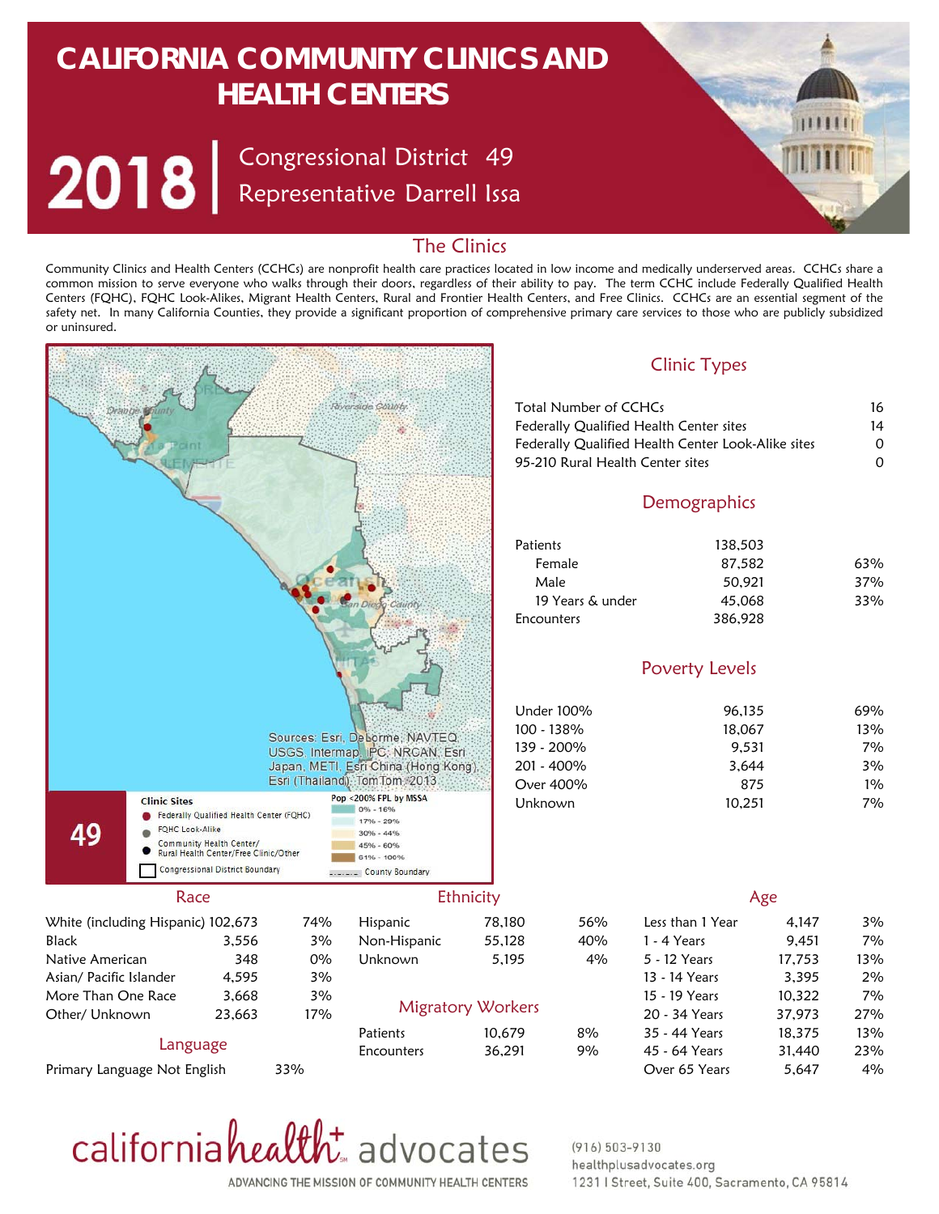# CALIFORNIA COMMUNITY CLINICS AND HEALTH CENTERS

## 2018 | Congressional District 49 — Representative Darrell Issa

## The Clinics

Community Clinics and Health Centers (CCHCs) are nonprofit health care practices located in low income and medically underserved areas. CCHCs share a common mission to serve everyone who walks through their doors, regardless of their ability to pay. The term CCHC include Federally Qualified Health Centers (FQHC), FQHC Look-Alikes, Migrant Health Centers, Rural and Frontier Health Centers, and Free Clinics. CCHCs are an essential segment of the safety net. In many California Counties, they provide a significant proportion of comprehensive primary care services to those who are publicly subsidized or uninsured.

Sources: Esri, DeLorme, NAVTEQ, USGS, Intermap, IPC, NRCAN, Esri Japan, METI, Esri China (Hong Kong), Esri (Thailand), TomTom, 2013

**49**

Clinic Sites
- Federally Qualified Health Center (FQHC)
- FQHC Look-Alike
- Community Health Center/ Rural Health Center/Free Clinic/Other
- Congressional District Boundary

Pop <200% FPL by MSSA
- 0% - 16%
- 17% - 29%
- 30% - 44%
- 45% - 60%
- 61% - 100%
- County Boundary

### Clinic Types

| | |
|---|---|
| Total Number of CCHCs | 16 |
| Federally Qualified Health Center sites | 14 |
| Federally Qualified Health Center Look-Alike sites | 0 |
| 95-210 Rural Health Center sites | 0 |

### Demographics

| | | |
|---|---|---|
| Patients | 138,503 | |
| Female | 87,582 | 63% |
| Male | 50,921 | 37% |
| 19 Years & under | 45,068 | 33% |
| Encounters | 386,928 | |

### Poverty Levels

| | | |
|---|---|---|
| Under 100% | 96,135 | 69% |
| 100 - 138% | 18,067 | 13% |
| 139 - 200% | 9,531 | 7% |
| 201 - 400% | 3,644 | 3% |
| Over 400% | 875 | 1% |
| Unknown | 10,251 | 7% |

### Race

| | | |
|---|---|---|
| White (including Hispanic) | 102,673 | 74% |
| Black | 3,556 | 3% |
| Native American | 348 | 0% |
| Asian/ Pacific Islander | 4,595 | 3% |
| More Than One Race | 3,668 | 3% |
| Other/ Unknown | 23,663 | 17% |

### Language

| | |
|---|---|
| Primary Language Not English | 33% |

### Ethnicity

| | | |
|---|---|---|
| Hispanic | 78,180 | 56% |
| Non-Hispanic | 55,128 | 40% |
| Unknown | 5,195 | 4% |

### Migratory Workers

| | | |
|---|---|---|
| Patients | 10,679 | 8% |
| Encounters | 36,291 | 9% |

### Age

| | | |
|---|---|---|
| Less than 1 Year | 4,147 | 3% |
| 1 - 4 Years | 9,451 | 7% |
| 5 - 12 Years | 17,753 | 13% |
| 13 - 14 Years | 3,395 | 2% |
| 15 - 19 Years | 10,322 | 7% |
| 20 - 34 Years | 37,973 | 27% |
| 35 - 44 Years | 18,375 | 13% |
| 45 - 64 Years | 31,440 | 23% |
| Over 65 Years | 5,647 | 4% |

california health+ advocates
ADVANCING THE MISSION OF COMMUNITY HEALTH CENTERS

(916) 503-9130
healthplusadvocates.org
1231 I Street, Suite 400, Sacramento, CA 95814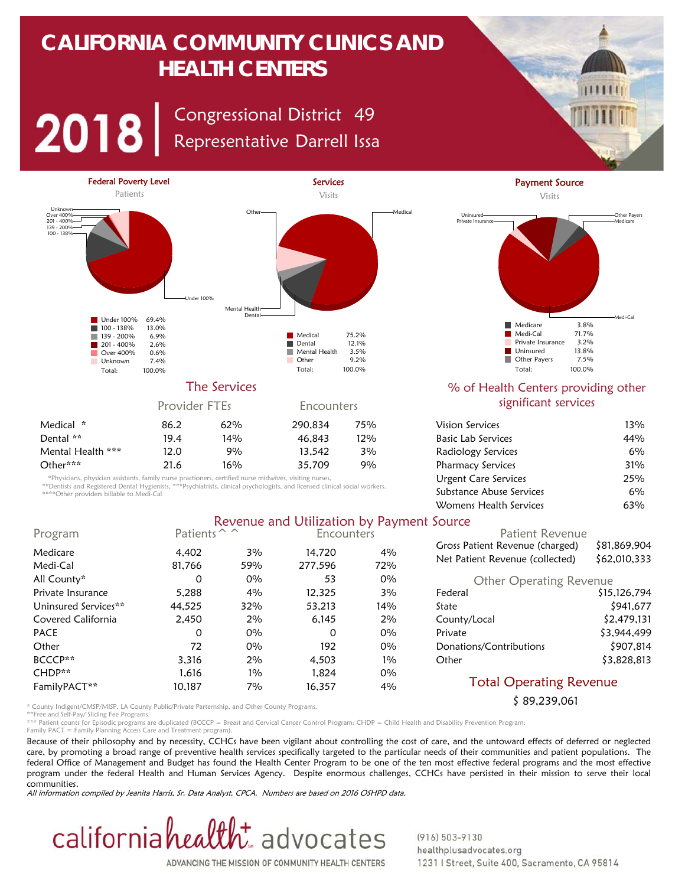# CALIFORNIA COMMUNITY CLINICS AND HEALTH CENTERS

# 2018 | Congressional District 49
Representative Darrell Issa

## Federal Poverty Level
Patients

Unknown
Over 400%
201 - 400%
139 - 200%
100 - 138%
Under 100%

Under 100% 69.4%
100 - 138% 13.0%
139 - 200% 6.9%
201 - 400% 2.6%
Over 400% 0.6%
Unknown 7.4%
Total: 100.0%

## Services
Visits

Other
Medical
Mental Health
Dental

Medical 75.2%
Dental 12.1%
Mental Health 3.5%
Other 9.2%
Total: 100.0%

## Payment Source
Visits

Uninsured
Private Insurance
Other Payers
Medicare
Medi-Cal

Medicare 3.8%
Medi-Cal 71.7%
Private Insurance 3.2%
Uninsured 13.8%
Other Payers 7.5%
Total: 100.0%

## The Services

| | Provider FTEs | | Encounters | |
|---|---|---|---|---|
| Medical * | 86.2 | 62% | 290,834 | 75% |
| Dental ** | 19.4 | 14% | 46,843 | 12% |
| Mental Health *** | 12.0 | 9% | 13,542 | 3% |
| Other*** | 21.6 | 16% | 35,709 | 9% |

*Physicians, physician assistants, family nurse practioners, certified nurse midwives, visiting nurses.
**Dentists and Registered Dental Hygienists, ***Psychiatrists, clinical psychologists, and licensed clinical social workers.
****Other providers billable to Medi-Cal

## % of Health Centers providing other significant services

| | |
|---|---|
| Vision Services | 13% |
| Basic Lab Services | 44% |
| Radiology Services | 6% |
| Pharmacy Services | 31% |
| Urgent Care Services | 25% |
| Substance Abuse Services | 6% |
| Womens Health Services | 63% |

## Revenue and Utilization by Payment Source

| Program | Patients^ ^ | | Encounters | |
|---|---|---|---|---|
| Medicare | 4,402 | 3% | 14,720 | 4% |
| Medi-Cal | 81,766 | 59% | 277,596 | 72% |
| All County* | 0 | 0% | 53 | 0% |
| Private Insurance | 5,288 | 4% | 12,325 | 3% |
| Uninsured Services** | 44,525 | 32% | 53,213 | 14% |
| Covered California | 2,450 | 2% | 6,145 | 2% |
| PACE | 0 | 0% | 0 | 0% |
| Other | 72 | 0% | 192 | 0% |
| BCCCP** | 3,316 | 2% | 4,503 | 1% |
| CHDP** | 1,616 | 1% | 1,824 | 0% |
| FamilyPACT** | 10,187 | 7% | 16,357 | 4% |

### Patient Revenue

| | |
|---|---|
| Gross Patient Revenue (charged) | $81,869,904 |
| Net Patient Revenue (collected) | $62,010,333 |

### Other Operating Revenue

| | |
|---|---|
| Federal | $15,126,794 |
| State | $941,677 |
| County/Local | $2,479,131 |
| Private | $3,944,499 |
| Donations/Contributions | $907,814 |
| Other | $3,828,813 |

### Total Operating Revenue
$ 89,239,061

* County Indigent/CMSP/MISP, LA County Public/Private Parternship, and Other County Programs.
**Free and Self-Pay/ Sliding Fee Programs.
*** Patient counts for Episodic programs are duplicated (BCCCP = Breast and Cervical Cancer Control Program; CHDP = Child Health and Disability Prevention Program; Family PACT = Family Planning Access Care and Treatment program).

Because of their philosophy and by necessity, CCHCs have been vigilant about controlling the cost of care, and the untoward effects of deferred or neglected care, by promoting a broad range of preventive health services specifically targeted to the particular needs of their communities and patient populations. The federal Office of Management and Budget has found the Health Center Program to be one of the ten most effective federal programs and the most effective program under the federal Health and Human Services Agency. Despite enormous challenges, CCHCs have persisted in their mission to serve their local communities.

*All information compiled by Jeanita Harris, Sr. Data Analyst, CPCA. Numbers are based on 2016 OSHPD data.*

californiahealth+ advocates
ADVANCING THE MISSION OF COMMUNITY HEALTH CENTERS

(916) 503-9130
healthplusadvocates.org
1231 I Street, Suite 400, Sacramento, CA 95814